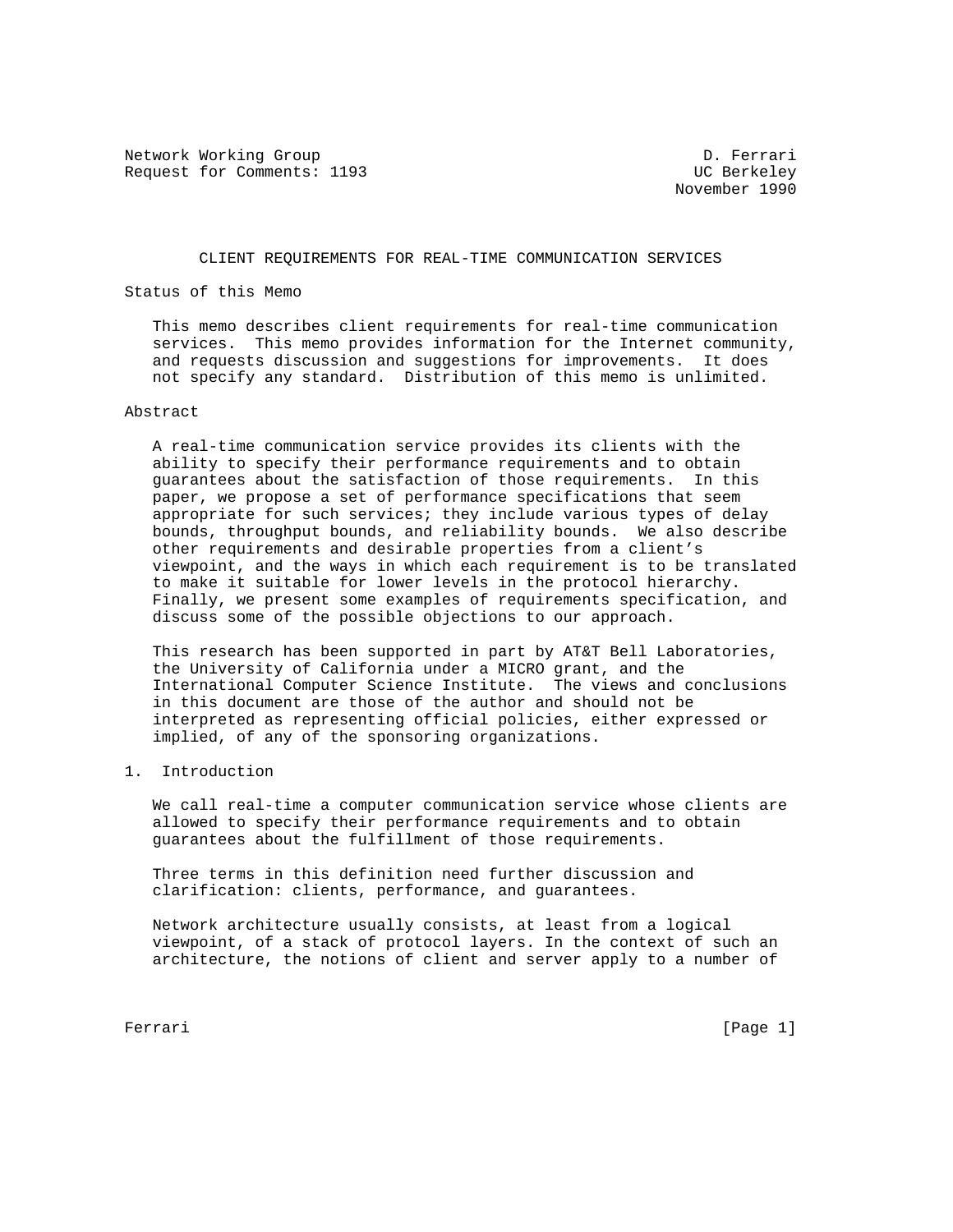Network Working Group D. Ferrari
Request for Comments: 1193 UC Berkeley
November 1990

# CLIENT REQUIREMENTS FOR REAL-TIME COMMUNICATION SERVICES

## Status of this Memo

This memo describes client requirements for real-time communication services. This memo provides information for the Internet community, and requests discussion and suggestions for improvements. It does not specify any standard. Distribution of this memo is unlimited.

## Abstract

A real-time communication service provides its clients with the ability to specify their performance requirements and to obtain guarantees about the satisfaction of those requirements. In this paper, we propose a set of performance specifications that seem appropriate for such services; they include various types of delay bounds, throughput bounds, and reliability bounds. We also describe other requirements and desirable properties from a client's viewpoint, and the ways in which each requirement is to be translated to make it suitable for lower levels in the protocol hierarchy. Finally, we present some examples of requirements specification, and discuss some of the possible objections to our approach.

This research has been supported in part by AT&T Bell Laboratories, the University of California under a MICRO grant, and the International Computer Science Institute. The views and conclusions in this document are those of the author and should not be interpreted as representing official policies, either expressed or implied, of any of the sponsoring organizations.

## 1. Introduction

We call real-time a computer communication service whose clients are allowed to specify their performance requirements and to obtain guarantees about the fulfillment of those requirements.

Three terms in this definition need further discussion and clarification: clients, performance, and guarantees.

Network architecture usually consists, at least from a logical viewpoint, of a stack of protocol layers. In the context of such an architecture, the notions of client and server apply to a number of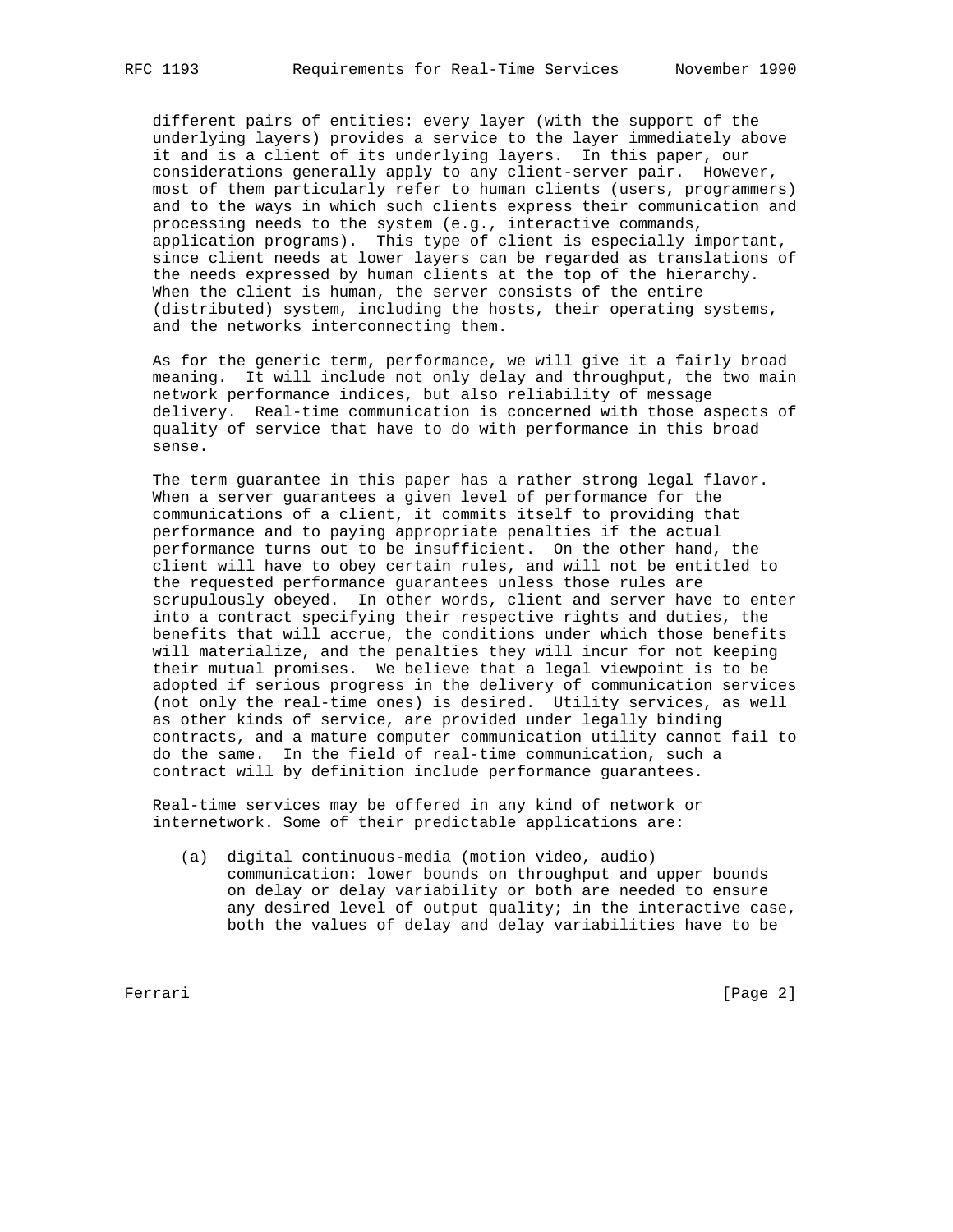different pairs of entities: every layer (with the support of the underlying layers) provides a service to the layer immediately above it and is a client of its underlying layers. In this paper, our considerations generally apply to any client-server pair. However, most of them particularly refer to human clients (users, programmers) and to the ways in which such clients express their communication and processing needs to the system (e.g., interactive commands, application programs). This type of client is especially important, since client needs at lower layers can be regarded as translations of the needs expressed by human clients at the top of the hierarchy. When the client is human, the server consists of the entire (distributed) system, including the hosts, their operating systems, and the networks interconnecting them.

As for the generic term, performance, we will give it a fairly broad meaning. It will include not only delay and throughput, the two main network performance indices, but also reliability of message delivery. Real-time communication is concerned with those aspects of quality of service that have to do with performance in this broad sense.

The term guarantee in this paper has a rather strong legal flavor. When a server guarantees a given level of performance for the communications of a client, it commits itself to providing that performance and to paying appropriate penalties if the actual performance turns out to be insufficient. On the other hand, the client will have to obey certain rules, and will not be entitled to the requested performance guarantees unless those rules are scrupulously obeyed. In other words, client and server have to enter into a contract specifying their respective rights and duties, the benefits that will accrue, the conditions under which those benefits will materialize, and the penalties they will incur for not keeping their mutual promises. We believe that a legal viewpoint is to be adopted if serious progress in the delivery of communication services (not only the real-time ones) is desired. Utility services, as well as other kinds of service, are provided under legally binding contracts, and a mature computer communication utility cannot fail to do the same. In the field of real-time communication, such a contract will by definition include performance guarantees.

Real-time services may be offered in any kind of network or internetwork. Some of their predictable applications are:

(a) digital continuous-media (motion video, audio) communication: lower bounds on throughput and upper bounds on delay or delay variability or both are needed to ensure any desired level of output quality; in the interactive case, both the values of delay and delay variabilities have to be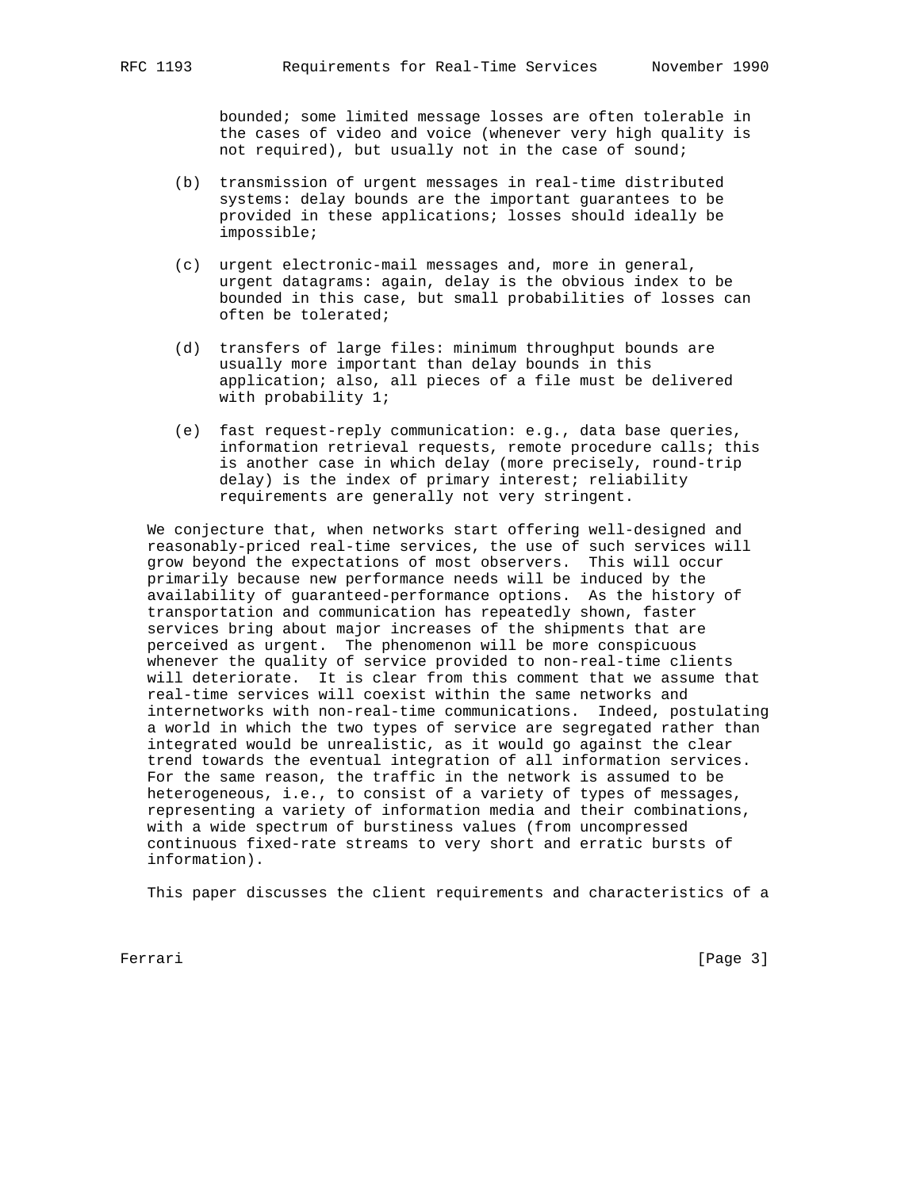bounded; some limited message losses are often tolerable in the cases of video and voice (whenever very high quality is not required), but usually not in the case of sound;

(b) transmission of urgent messages in real-time distributed systems: delay bounds are the important guarantees to be provided in these applications; losses should ideally be impossible;

(c) urgent electronic-mail messages and, more in general, urgent datagrams: again, delay is the obvious index to be bounded in this case, but small probabilities of losses can often be tolerated;

(d) transfers of large files: minimum throughput bounds are usually more important than delay bounds in this application; also, all pieces of a file must be delivered with probability 1;

(e) fast request-reply communication: e.g., data base queries, information retrieval requests, remote procedure calls; this is another case in which delay (more precisely, round-trip delay) is the index of primary interest; reliability requirements are generally not very stringent.

We conjecture that, when networks start offering well-designed and reasonably-priced real-time services, the use of such services will grow beyond the expectations of most observers. This will occur primarily because new performance needs will be induced by the availability of guaranteed-performance options. As the history of transportation and communication has repeatedly shown, faster services bring about major increases of the shipments that are perceived as urgent. The phenomenon will be more conspicuous whenever the quality of service provided to non-real-time clients will deteriorate. It is clear from this comment that we assume that real-time services will coexist within the same networks and internetworks with non-real-time communications. Indeed, postulating a world in which the two types of service are segregated rather than integrated would be unrealistic, as it would go against the clear trend towards the eventual integration of all information services. For the same reason, the traffic in the network is assumed to be heterogeneous, i.e., to consist of a variety of types of messages, representing a variety of information media and their combinations, with a wide spectrum of burstiness values (from uncompressed continuous fixed-rate streams to very short and erratic bursts of information).

This paper discusses the client requirements and characteristics of a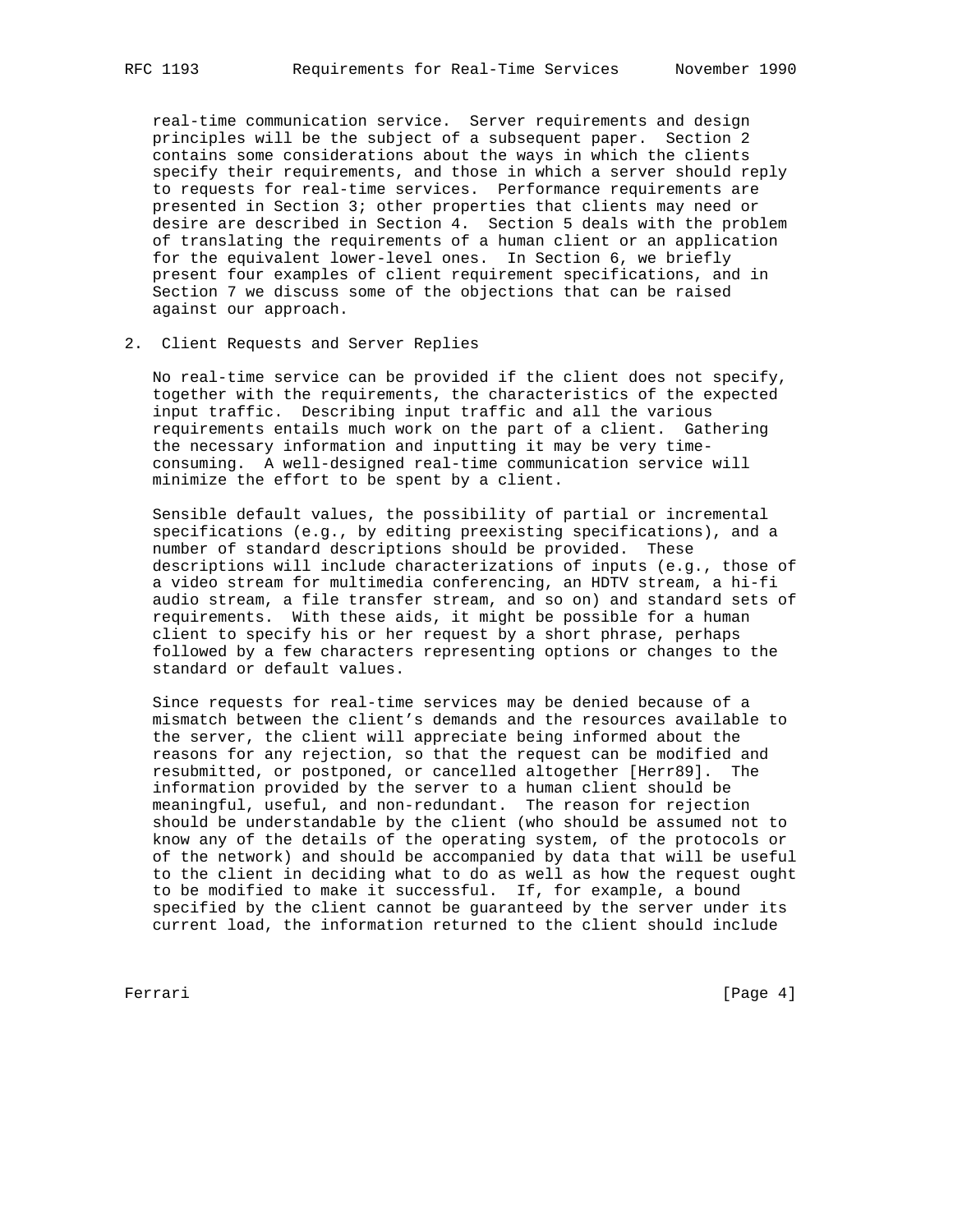real-time communication service. Server requirements and design principles will be the subject of a subsequent paper. Section 2 contains some considerations about the ways in which the clients specify their requirements, and those in which a server should reply to requests for real-time services. Performance requirements are presented in Section 3; other properties that clients may need or desire are described in Section 4. Section 5 deals with the problem of translating the requirements of a human client or an application for the equivalent lower-level ones. In Section 6, we briefly present four examples of client requirement specifications, and in Section 7 we discuss some of the objections that can be raised against our approach.

## 2. Client Requests and Server Replies

No real-time service can be provided if the client does not specify, together with the requirements, the characteristics of the expected input traffic. Describing input traffic and all the various requirements entails much work on the part of a client. Gathering the necessary information and inputting it may be very time-consuming. A well-designed real-time communication service will minimize the effort to be spent by a client.

Sensible default values, the possibility of partial or incremental specifications (e.g., by editing preexisting specifications), and a number of standard descriptions should be provided. These descriptions will include characterizations of inputs (e.g., those of a video stream for multimedia conferencing, an HDTV stream, a hi-fi audio stream, a file transfer stream, and so on) and standard sets of requirements. With these aids, it might be possible for a human client to specify his or her request by a short phrase, perhaps followed by a few characters representing options or changes to the standard or default values.

Since requests for real-time services may be denied because of a mismatch between the client's demands and the resources available to the server, the client will appreciate being informed about the reasons for any rejection, so that the request can be modified and resubmitted, or postponed, or cancelled altogether [Herr89]. The information provided by the server to a human client should be meaningful, useful, and non-redundant. The reason for rejection should be understandable by the client (who should be assumed not to know any of the details of the operating system, of the protocols or of the network) and should be accompanied by data that will be useful to the client in deciding what to do as well as how the request ought to be modified to make it successful. If, for example, a bound specified by the client cannot be guaranteed by the server under its current load, the information returned to the client should include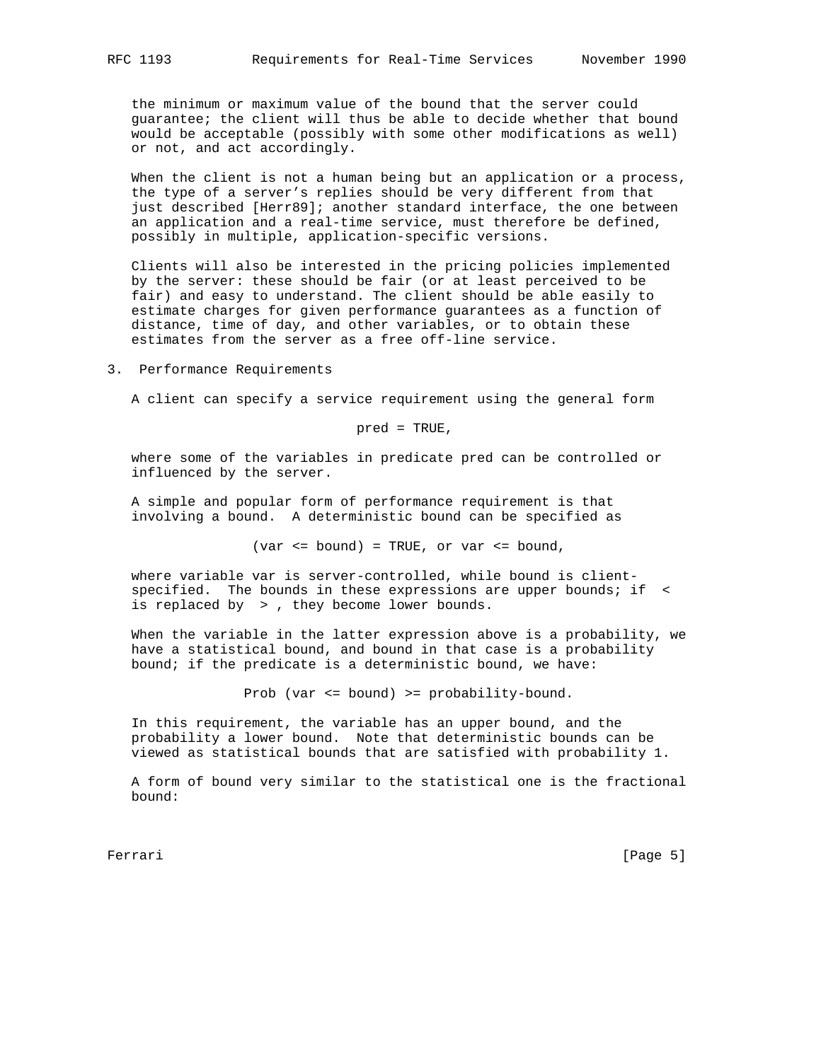the minimum or maximum value of the bound that the server could guarantee; the client will thus be able to decide whether that bound would be acceptable (possibly with some other modifications as well) or not, and act accordingly.

When the client is not a human being but an application or a process, the type of a server's replies should be very different from that just described [Herr89]; another standard interface, the one between an application and a real-time service, must therefore be defined, possibly in multiple, application-specific versions.

Clients will also be interested in the pricing policies implemented by the server: these should be fair (or at least perceived to be fair) and easy to understand. The client should be able easily to estimate charges for given performance guarantees as a function of distance, time of day, and other variables, or to obtain these estimates from the server as a free off-line service.

## 3. Performance Requirements

A client can specify a service requirement using the general form

$$\text{pred} = \text{TRUE},$$

where some of the variables in predicate pred can be controlled or influenced by the server.

A simple and popular form of performance requirement is that involving a bound. A deterministic bound can be specified as

$$(\text{var} \le \text{bound}) = \text{TRUE}, \text{ or } \text{var} \le \text{bound},$$

where variable var is server-controlled, while bound is client-specified. The bounds in these expressions are upper bounds; if < is replaced by > , they become lower bounds.

When the variable in the latter expression above is a probability, we have a statistical bound, and bound in that case is a probability bound; if the predicate is a deterministic bound, we have:

$$\text{Prob } (\text{var} \le \text{bound}) \ge \text{probability-bound}.$$

In this requirement, the variable has an upper bound, and the probability a lower bound. Note that deterministic bounds can be viewed as statistical bounds that are satisfied with probability 1.

A form of bound very similar to the statistical one is the fractional bound: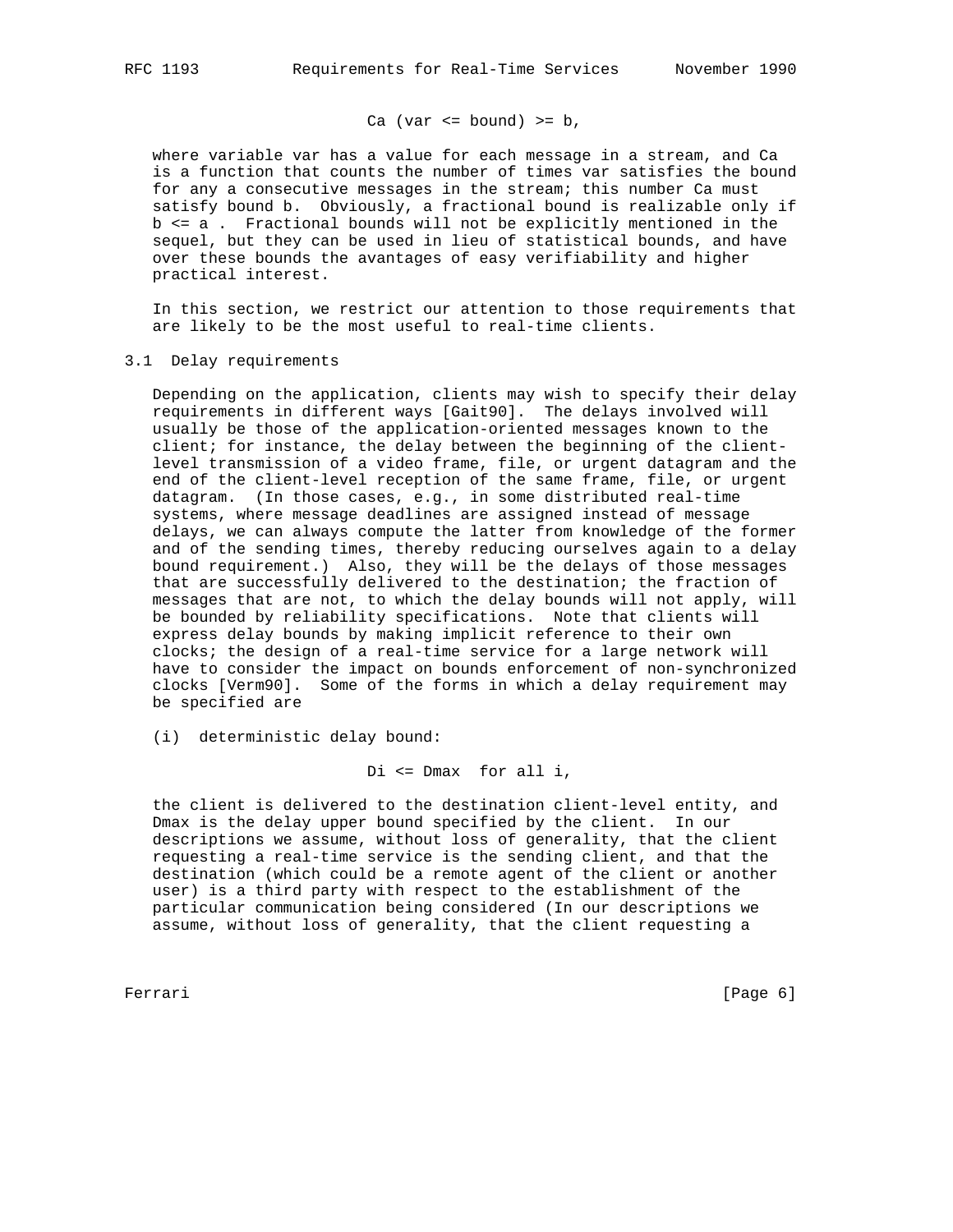$$C_a (var \le bound) \ge b,$$

where variable var has a value for each message in a stream, and Ca is a function that counts the number of times var satisfies the bound for any a consecutive messages in the stream; this number Ca must satisfy bound b. Obviously, a fractional bound is realizable only if $b \le a$ . Fractional bounds will not be explicitly mentioned in the sequel, but they can be used in lieu of statistical bounds, and have over these bounds the avantages of easy verifiability and higher practical interest.

In this section, we restrict our attention to those requirements that are likely to be the most useful to real-time clients.

## 3.1 Delay requirements

Depending on the application, clients may wish to specify their delay requirements in different ways [Gait90]. The delays involved will usually be those of the application-oriented messages known to the client; for instance, the delay between the beginning of the client-level transmission of a video frame, file, or urgent datagram and the end of the client-level reception of the same frame, file, or urgent datagram. (In those cases, e.g., in some distributed real-time systems, where message deadlines are assigned instead of message delays, we can always compute the latter from knowledge of the former and of the sending times, thereby reducing ourselves again to a delay bound requirement.) Also, they will be the delays of those messages that are successfully delivered to the destination; the fraction of messages that are not, to which the delay bounds will not apply, will be bounded by reliability specifications. Note that clients will express delay bounds by making implicit reference to their own clocks; the design of a real-time service for a large network will have to consider the impact on bounds enforcement of non-synchronized clocks [Verm90]. Some of the forms in which a delay requirement may be specified are

(i) deterministic delay bound:

$$D_i \le D_{max} \quad \text{for all } i,$$

the client is delivered to the destination client-level entity, and Dmax is the delay upper bound specified by the client. In our descriptions we assume, without loss of generality, that the client requesting a real-time service is the sending client, and that the destination (which could be a remote agent of the client or another user) is a third party with respect to the establishment of the particular communication being considered (In our descriptions we assume, without loss of generality, that the client requesting a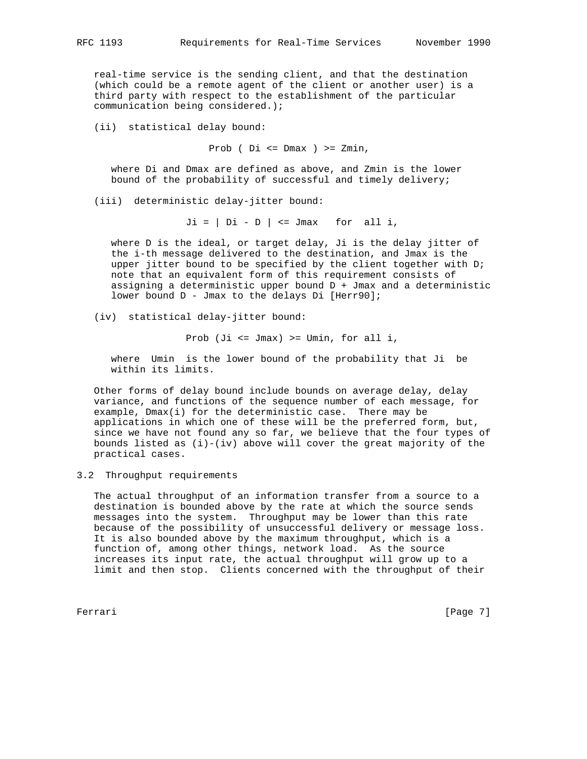real-time service is the sending client, and that the destination (which could be a remote agent of the client or another user) is a third party with respect to the establishment of the particular communication being considered.);

(ii) statistical delay bound:

$$\text{Prob} ( D_i \leq D_{max} ) \geq Z_{min},$$

where $D_i$ and $D_{max}$ are defined as above, and $Z_{min}$ is the lower bound of the probability of successful and timely delivery;

(iii) deterministic delay-jitter bound:

$$J_i = | D_i - D | \leq J_{max} \quad \text{for all } i,$$

where $D$ is the ideal, or target delay, $J_i$ is the delay jitter of the i-th message delivered to the destination, and $J_{max}$ is the upper jitter bound to be specified by the client together with $D$; note that an equivalent form of this requirement consists of assigning a deterministic upper bound $D + J_{max}$ and a deterministic lower bound $D - J_{max}$ to the delays $D_i$ [Herr90];

(iv) statistical delay-jitter bound:

$$\text{Prob} (J_i \leq J_{max}) \geq U_{min}, \text{ for all } i,$$

where $U_{min}$ is the lower bound of the probability that $J_i$ be within its limits.

Other forms of delay bound include bounds on average delay, delay variance, and functions of the sequence number of each message, for example, $D_{max}(i)$ for the deterministic case. There may be applications in which one of these will be the preferred form, but, since we have not found any so far, we believe that the four types of bounds listed as (i)-(iv) above will cover the great majority of the practical cases.

## 3.2 Throughput requirements

The actual throughput of an information transfer from a source to a destination is bounded above by the rate at which the source sends messages into the system. Throughput may be lower than this rate because of the possibility of unsuccessful delivery or message loss. It is also bounded above by the maximum throughput, which is a function of, among other things, network load. As the source increases its input rate, the actual throughput will grow up to a limit and then stop. Clients concerned with the throughput of their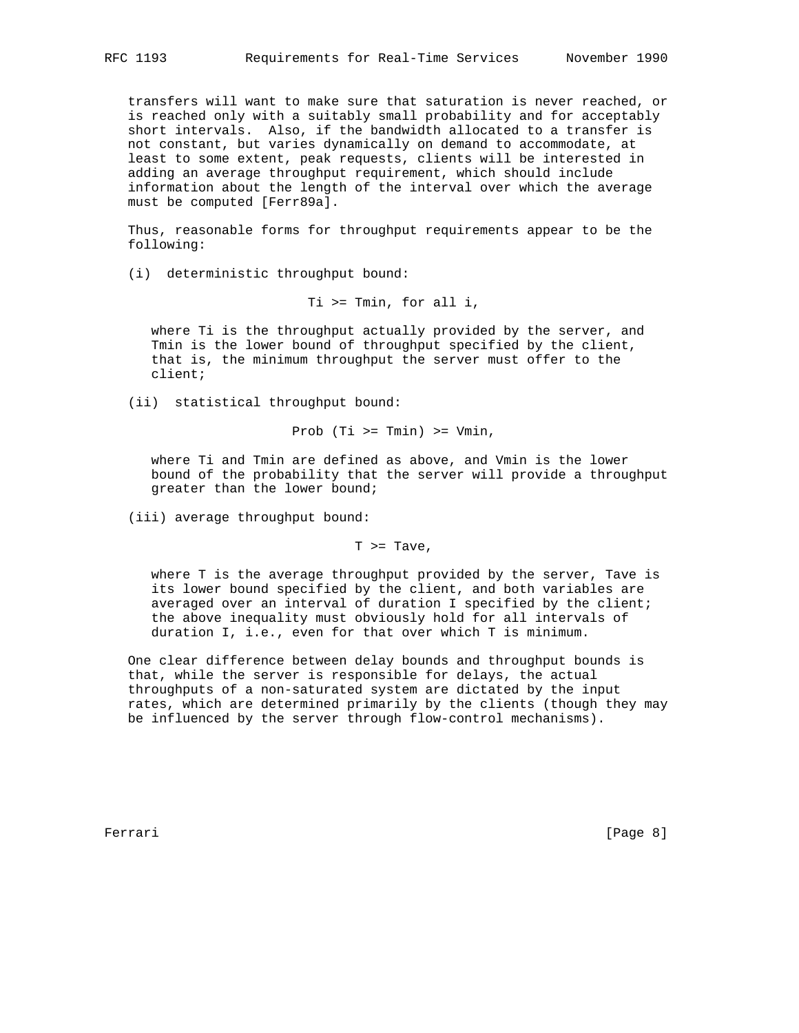transfers will want to make sure that saturation is never reached, or is reached only with a suitably small probability and for acceptably short intervals. Also, if the bandwidth allocated to a transfer is not constant, but varies dynamically on demand to accommodate, at least to some extent, peak requests, clients will be interested in adding an average throughput requirement, which should include information about the length of the interval over which the average must be computed [Ferr89a].

Thus, reasonable forms for throughput requirements appear to be the following:

(i) deterministic throughput bound:

$$T_i \geq T_{min}, \text{ for all } i,$$

where $T_i$ is the throughput actually provided by the server, and $T_{min}$ is the lower bound of throughput specified by the client, that is, the minimum throughput the server must offer to the client;

(ii) statistical throughput bound:

$$Prob(T_i \geq T_{min}) \geq V_{min},$$

where $T_i$ and $T_{min}$ are defined as above, and $V_{min}$ is the lower bound of the probability that the server will provide a throughput greater than the lower bound;

(iii) average throughput bound:

$$T \geq T_{ave},$$

where $T$ is the average throughput provided by the server, $T_{ave}$ is its lower bound specified by the client, and both variables are averaged over an interval of duration $I$ specified by the client; the above inequality must obviously hold for all intervals of duration $I$, i.e., even for that over which $T$ is minimum.

One clear difference between delay bounds and throughput bounds is that, while the server is responsible for delays, the actual throughputs of a non-saturated system are dictated by the input rates, which are determined primarily by the clients (though they may be influenced by the server through flow-control mechanisms).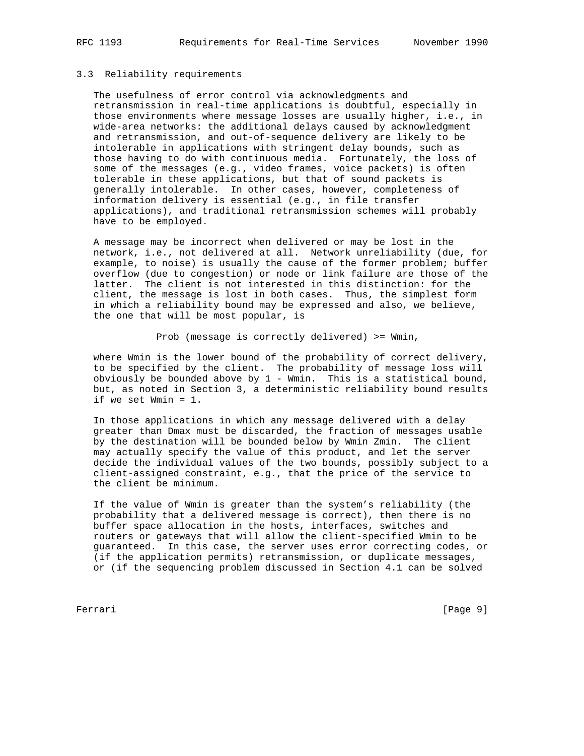### 3.3 Reliability requirements

The usefulness of error control via acknowledgments and retransmission in real-time applications is doubtful, especially in those environments where message losses are usually higher, i.e., in wide-area networks: the additional delays caused by acknowledgment and retransmission, and out-of-sequence delivery are likely to be intolerable in applications with stringent delay bounds, such as those having to do with continuous media. Fortunately, the loss of some of the messages (e.g., video frames, voice packets) is often tolerable in these applications, but that of sound packets is generally intolerable. In other cases, however, completeness of information delivery is essential (e.g., in file transfer applications), and traditional retransmission schemes will probably have to be employed.

A message may be incorrect when delivered or may be lost in the network, i.e., not delivered at all. Network unreliability (due, for example, to noise) is usually the cause of the former problem; buffer overflow (due to congestion) or node or link failure are those of the latter. The client is not interested in this distinction: for the client, the message is lost in both cases. Thus, the simplest form in which a reliability bound may be expressed and also, we believe, the one that will be most popular, is

$$\text{Prob (message is correctly delivered)} \geq W_{min},$$

where $W_{min}$ is the lower bound of the probability of correct delivery, to be specified by the client. The probability of message loss will obviously be bounded above by $1 - W_{min}$. This is a statistical bound, but, as noted in Section 3, a deterministic reliability bound results if we set $W_{min} = 1$.

In those applications in which any message delivered with a delay greater than $D_{max}$ must be discarded, the fraction of messages usable by the destination will be bounded below by $W_{min} Z_{min}$. The client may actually specify the value of this product, and let the server decide the individual values of the two bounds, possibly subject to a client-assigned constraint, e.g., that the price of the service to the client be minimum.

If the value of $W_{min}$ is greater than the system's reliability (the probability that a delivered message is correct), then there is no buffer space allocation in the hosts, interfaces, switches and routers or gateways that will allow the client-specified $W_{min}$ to be guaranteed. In this case, the server uses error correcting codes, or (if the application permits) retransmission, or duplicate messages, or (if the sequencing problem discussed in Section 4.1 can be solved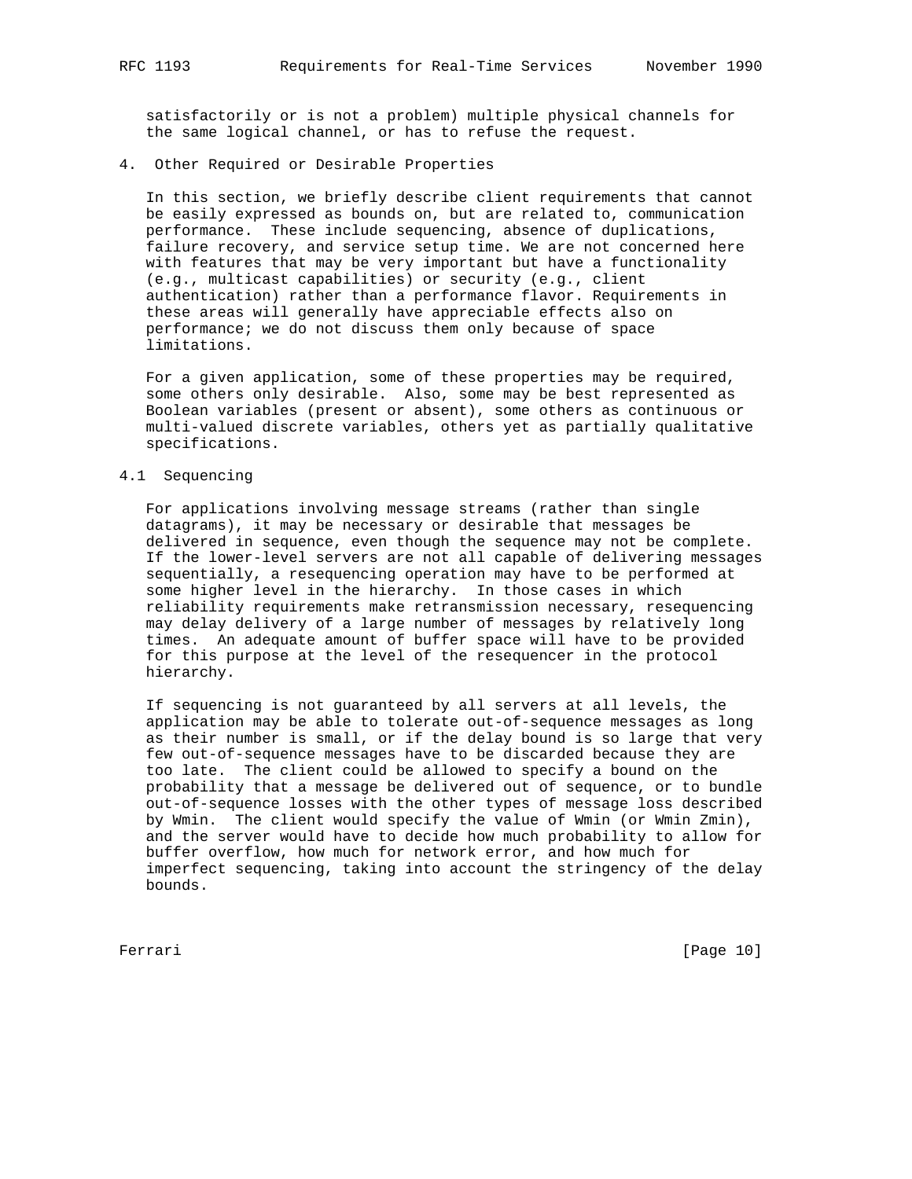satisfactorily or is not a problem) multiple physical channels for the same logical channel, or has to refuse the request.

## 4. Other Required or Desirable Properties

In this section, we briefly describe client requirements that cannot be easily expressed as bounds on, but are related to, communication performance. These include sequencing, absence of duplications, failure recovery, and service setup time. We are not concerned here with features that may be very important but have a functionality (e.g., multicast capabilities) or security (e.g., client authentication) rather than a performance flavor. Requirements in these areas will generally have appreciable effects also on performance; we do not discuss them only because of space limitations.

For a given application, some of these properties may be required, some others only desirable. Also, some may be best represented as Boolean variables (present or absent), some others as continuous or multi-valued discrete variables, others yet as partially qualitative specifications.

### 4.1 Sequencing

For applications involving message streams (rather than single datagrams), it may be necessary or desirable that messages be delivered in sequence, even though the sequence may not be complete. If the lower-level servers are not all capable of delivering messages sequentially, a resequencing operation may have to be performed at some higher level in the hierarchy. In those cases in which reliability requirements make retransmission necessary, resequencing may delay delivery of a large number of messages by relatively long times. An adequate amount of buffer space will have to be provided for this purpose at the level of the resequencer in the protocol hierarchy.

If sequencing is not guaranteed by all servers at all levels, the application may be able to tolerate out-of-sequence messages as long as their number is small, or if the delay bound is so large that very few out-of-sequence messages have to be discarded because they are too late. The client could be allowed to specify a bound on the probability that a message be delivered out of sequence, or to bundle out-of-sequence losses with the other types of message loss described by Wmin. The client would specify the value of Wmin (or Wmin Zmin), and the server would have to decide how much probability to allow for buffer overflow, how much for network error, and how much for imperfect sequencing, taking into account the stringency of the delay bounds.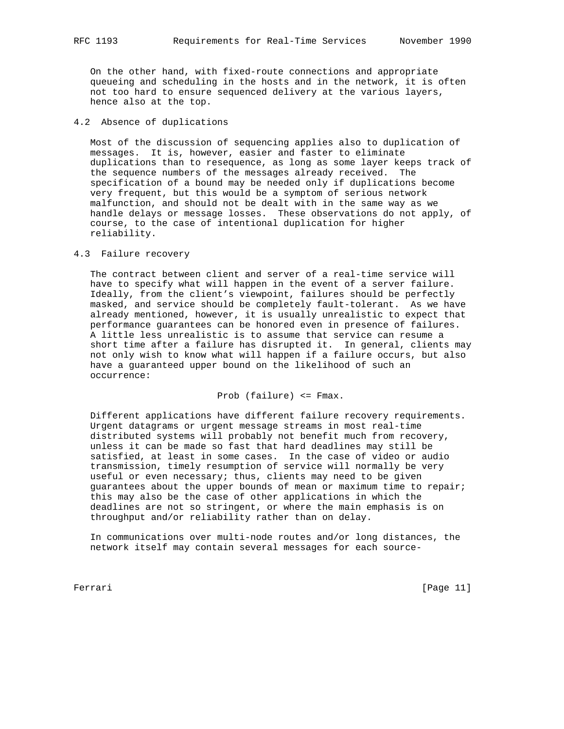On the other hand, with fixed-route connections and appropriate queueing and scheduling in the hosts and in the network, it is often not too hard to ensure sequenced delivery at the various layers, hence also at the top.

### 4.2 Absence of duplications

Most of the discussion of sequencing applies also to duplication of messages. It is, however, easier and faster to eliminate duplications than to resequence, as long as some layer keeps track of the sequence numbers of the messages already received. The specification of a bound may be needed only if duplications become very frequent, but this would be a symptom of serious network malfunction, and should not be dealt with in the same way as we handle delays or message losses. These observations do not apply, of course, to the case of intentional duplication for higher reliability.

### 4.3 Failure recovery

The contract between client and server of a real-time service will have to specify what will happen in the event of a server failure. Ideally, from the client's viewpoint, failures should be perfectly masked, and service should be completely fault-tolerant. As we have already mentioned, however, it is usually unrealistic to expect that performance guarantees can be honored even in presence of failures. A little less unrealistic is to assume that service can resume a short time after a failure has disrupted it. In general, clients may not only wish to know what will happen if a failure occurs, but also have a guaranteed upper bound on the likelihood of such an occurrence:

$$\text{Prob (failure)} \le F_{max}.$$

Different applications have different failure recovery requirements. Urgent datagrams or urgent message streams in most real-time distributed systems will probably not benefit much from recovery, unless it can be made so fast that hard deadlines may still be satisfied, at least in some cases. In the case of video or audio transmission, timely resumption of service will normally be very useful or even necessary; thus, clients may need to be given guarantees about the upper bounds of mean or maximum time to repair; this may also be the case of other applications in which the deadlines are not so stringent, or where the main emphasis is on throughput and/or reliability rather than on delay.

In communications over multi-node routes and/or long distances, the network itself may contain several messages for each source-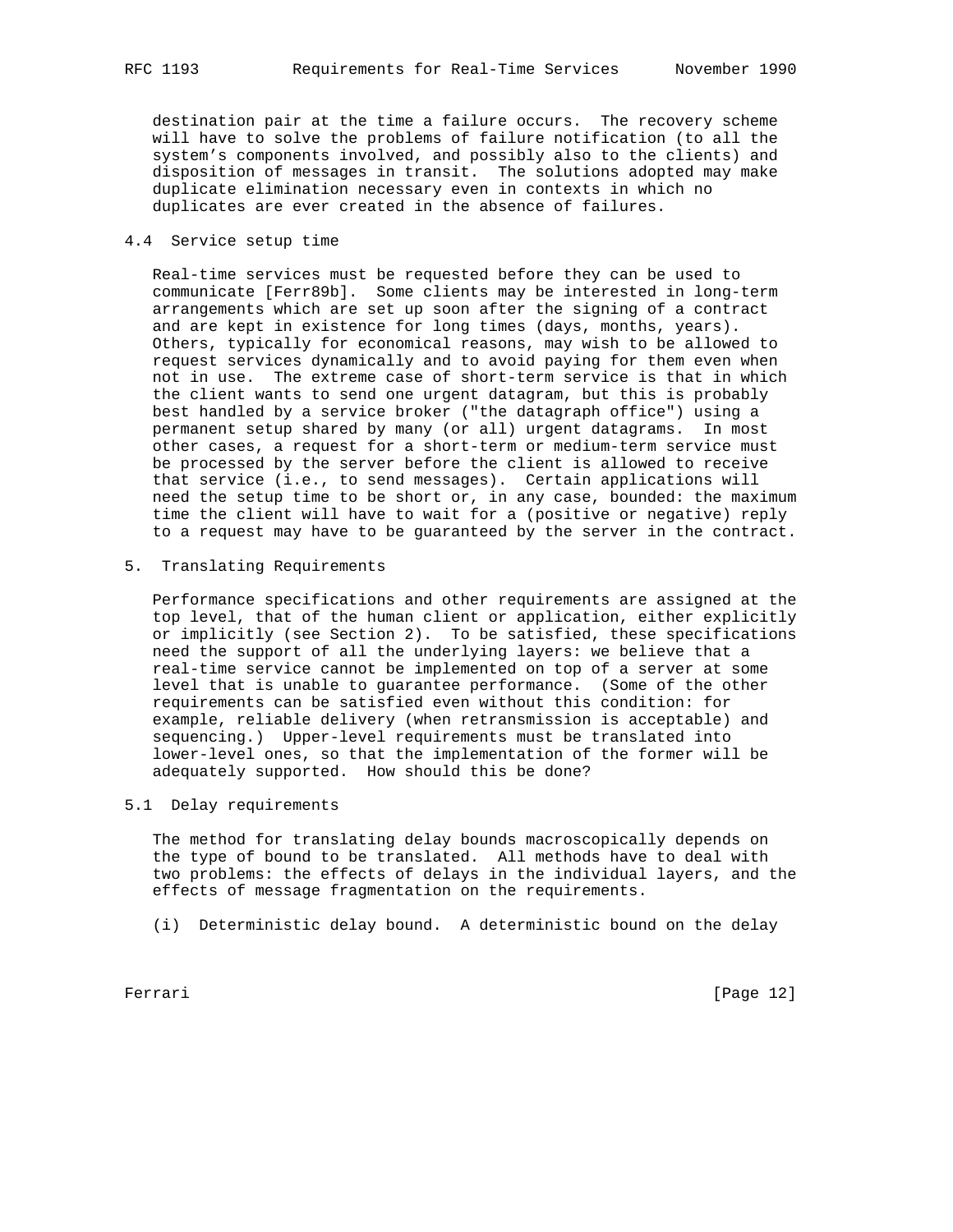destination pair at the time a failure occurs. The recovery scheme will have to solve the problems of failure notification (to all the system's components involved, and possibly also to the clients) and disposition of messages in transit. The solutions adopted may make duplicate elimination necessary even in contexts in which no duplicates are ever created in the absence of failures.

### 4.4 Service setup time

Real-time services must be requested before they can be used to communicate [Ferr89b]. Some clients may be interested in long-term arrangements which are set up soon after the signing of a contract and are kept in existence for long times (days, months, years). Others, typically for economical reasons, may wish to be allowed to request services dynamically and to avoid paying for them even when not in use. The extreme case of short-term service is that in which the client wants to send one urgent datagram, but this is probably best handled by a service broker ("the datagraph office") using a permanent setup shared by many (or all) urgent datagrams. In most other cases, a request for a short-term or medium-term service must be processed by the server before the client is allowed to receive that service (i.e., to send messages). Certain applications will need the setup time to be short or, in any case, bounded: the maximum time the client will have to wait for a (positive or negative) reply to a request may have to be guaranteed by the server in the contract.

## 5. Translating Requirements

Performance specifications and other requirements are assigned at the top level, that of the human client or application, either explicitly or implicitly (see Section 2). To be satisfied, these specifications need the support of all the underlying layers: we believe that a real-time service cannot be implemented on top of a server at some level that is unable to guarantee performance. (Some of the other requirements can be satisfied even without this condition: for example, reliable delivery (when retransmission is acceptable) and sequencing.) Upper-level requirements must be translated into lower-level ones, so that the implementation of the former will be adequately supported. How should this be done?

### 5.1 Delay requirements

The method for translating delay bounds macroscopically depends on the type of bound to be translated. All methods have to deal with two problems: the effects of delays in the individual layers, and the effects of message fragmentation on the requirements.

(i) Deterministic delay bound. A deterministic bound on the delay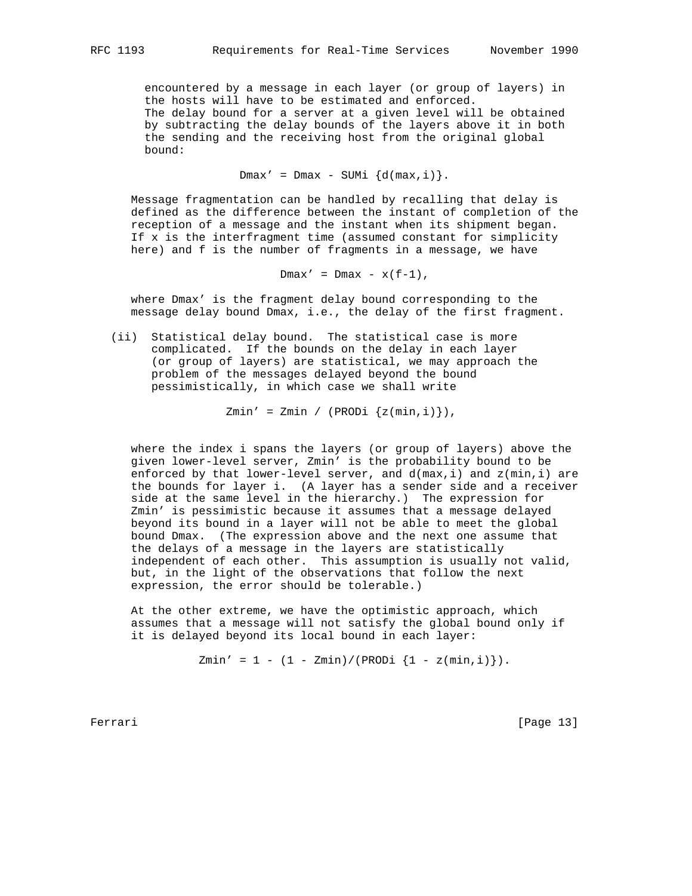encountered by a message in each layer (or group of layers) in the hosts will have to be estimated and enforced. The delay bound for a server at a given level will be obtained by subtracting the delay bounds of the layers above it in both the sending and the receiving host from the original global bound:

$$Dmax' = Dmax - \mathrm{SUM}_i \{d(max,i)\}.$$

Message fragmentation can be handled by recalling that delay is defined as the difference between the instant of completion of the reception of a message and the instant when its shipment began. If x is the interfragment time (assumed constant for simplicity here) and f is the number of fragments in a message, we have

$$Dmax' = Dmax - x(f-1),$$

where Dmax' is the fragment delay bound corresponding to the message delay bound Dmax, i.e., the delay of the first fragment.

(ii) Statistical delay bound. The statistical case is more complicated. If the bounds on the delay in each layer (or group of layers) are statistical, we may approach the problem of the messages delayed beyond the bound pessimistically, in which case we shall write

$$Zmin' = Zmin / (\mathrm{PROD}_i \{z(min,i)\}),$$

where the index i spans the layers (or group of layers) above the given lower-level server, Zmin' is the probability bound to be enforced by that lower-level server, and d(max,i) and z(min,i) are the bounds for layer i. (A layer has a sender side and a receiver side at the same level in the hierarchy.) The expression for Zmin' is pessimistic because it assumes that a message delayed beyond its bound in a layer will not be able to meet the global bound Dmax. (The expression above and the next one assume that the delays of a message in the layers are statistically independent of each other. This assumption is usually not valid, but, in the light of the observations that follow the next expression, the error should be tolerable.)

At the other extreme, we have the optimistic approach, which assumes that a message will not satisfy the global bound only if it is delayed beyond its local bound in each layer:

$$Zmin' = 1 - (1 - Zmin)/(\mathrm{PROD}_i \{1 - z(min,i)\}).$$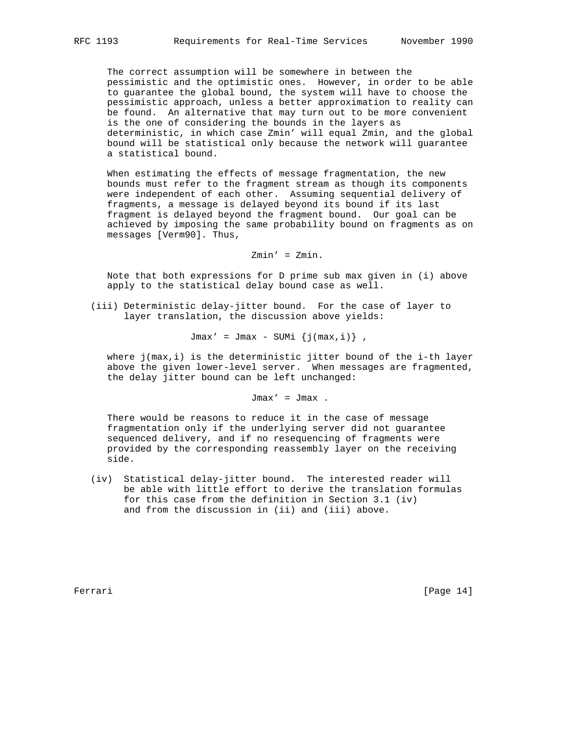The correct assumption will be somewhere in between the pessimistic and the optimistic ones. However, in order to be able to guarantee the global bound, the system will have to choose the pessimistic approach, unless a better approximation to reality can be found. An alternative that may turn out to be more convenient is the one of considering the bounds in the layers as deterministic, in which case $Zmin'$ will equal $Zmin$, and the global bound will be statistical only because the network will guarantee a statistical bound.

When estimating the effects of message fragmentation, the new bounds must refer to the fragment stream as though its components were independent of each other. Assuming sequential delivery of fragments, a message is delayed beyond its bound if its last fragment is delayed beyond the fragment bound. Our goal can be achieved by imposing the same probability bound on fragments as on messages [Verm90]. Thus,

$$Zmin' = Zmin.$$

Note that both expressions for D prime sub max given in (i) above apply to the statistical delay bound case as well.

(iii) Deterministic delay-jitter bound. For the case of layer to layer translation, the discussion above yields:

$$Jmax' = Jmax - \sum_i \{j(max,i)\} ,$$

where $j(max,i)$ is the deterministic jitter bound of the i-th layer above the given lower-level server. When messages are fragmented, the delay jitter bound can be left unchanged:

$$Jmax' = Jmax .$$

There would be reasons to reduce it in the case of message fragmentation only if the underlying server did not guarantee sequenced delivery, and if no resequencing of fragments were provided by the corresponding reassembly layer on the receiving side.

(iv) Statistical delay-jitter bound. The interested reader will be able with little effort to derive the translation formulas for this case from the definition in Section 3.1 (iv) and from the discussion in (ii) and (iii) above.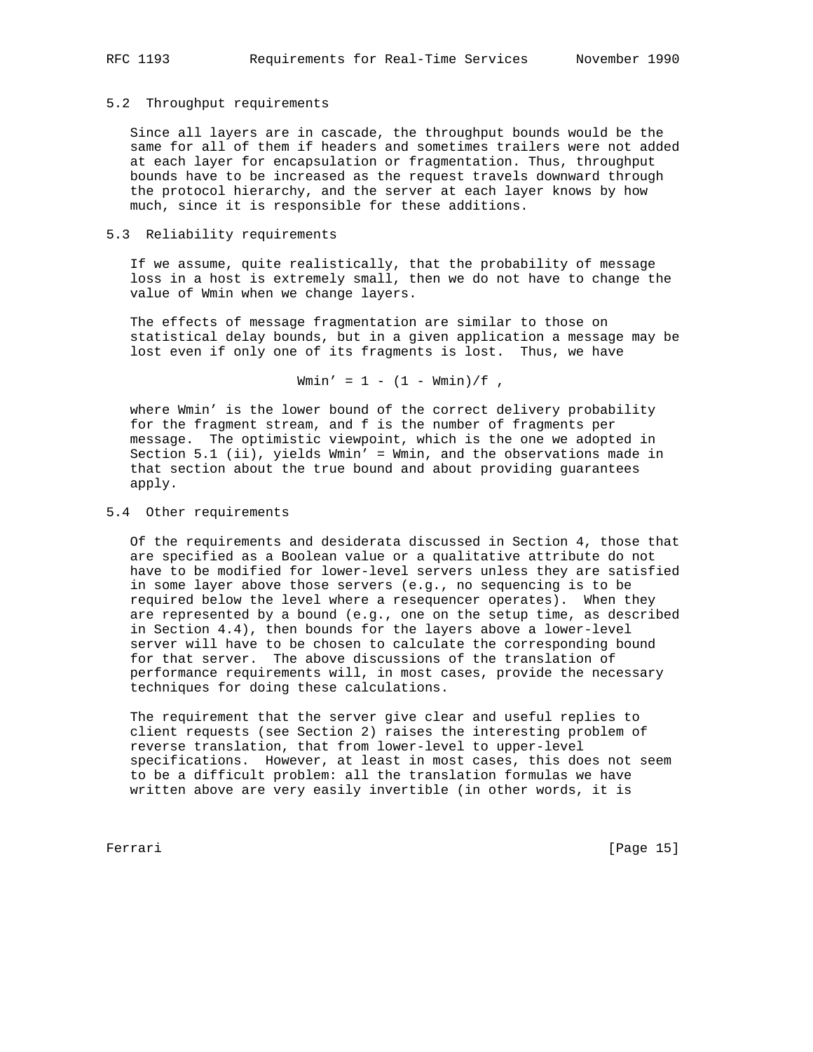### 5.2 Throughput requirements

Since all layers are in cascade, the throughput bounds would be the same for all of them if headers and sometimes trailers were not added at each layer for encapsulation or fragmentation. Thus, throughput bounds have to be increased as the request travels downward through the protocol hierarchy, and the server at each layer knows by how much, since it is responsible for these additions.

### 5.3 Reliability requirements

If we assume, quite realistically, that the probability of message loss in a host is extremely small, then we do not have to change the value of Wmin when we change layers.

The effects of message fragmentation are similar to those on statistical delay bounds, but in a given application a message may be lost even if only one of its fragments is lost. Thus, we have

$$Wmin' = 1 - (1 - Wmin)/f ,$$

where Wmin' is the lower bound of the correct delivery probability for the fragment stream, and f is the number of fragments per message. The optimistic viewpoint, which is the one we adopted in Section 5.1 (ii), yields Wmin' = Wmin, and the observations made in that section about the true bound and about providing guarantees apply.

### 5.4 Other requirements

Of the requirements and desiderata discussed in Section 4, those that are specified as a Boolean value or a qualitative attribute do not have to be modified for lower-level servers unless they are satisfied in some layer above those servers (e.g., no sequencing is to be required below the level where a resequencer operates). When they are represented by a bound (e.g., one on the setup time, as described in Section 4.4), then bounds for the layers above a lower-level server will have to be chosen to calculate the corresponding bound for that server. The above discussions of the translation of performance requirements will, in most cases, provide the necessary techniques for doing these calculations.

The requirement that the server give clear and useful replies to client requests (see Section 2) raises the interesting problem of reverse translation, that from lower-level to upper-level specifications. However, at least in most cases, this does not seem to be a difficult problem: all the translation formulas we have written above are very easily invertible (in other words, it is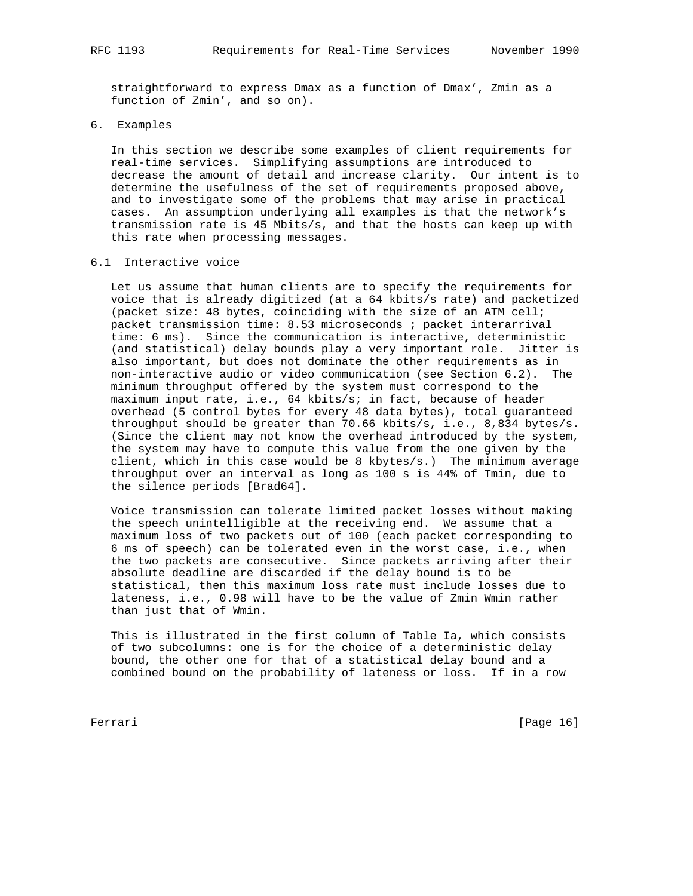straightforward to express Dmax as a function of Dmax', Zmin as a function of Zmin', and so on).

## 6. Examples

In this section we describe some examples of client requirements for real-time services. Simplifying assumptions are introduced to decrease the amount of detail and increase clarity. Our intent is to determine the usefulness of the set of requirements proposed above, and to investigate some of the problems that may arise in practical cases. An assumption underlying all examples is that the network's transmission rate is 45 Mbits/s, and that the hosts can keep up with this rate when processing messages.

### 6.1 Interactive voice

Let us assume that human clients are to specify the requirements for voice that is already digitized (at a 64 kbits/s rate) and packetized (packet size: 48 bytes, coinciding with the size of an ATM cell; packet transmission time: 8.53 microseconds ; packet interarrival time: 6 ms). Since the communication is interactive, deterministic (and statistical) delay bounds play a very important role. Jitter is also important, but does not dominate the other requirements as in non-interactive audio or video communication (see Section 6.2). The minimum throughput offered by the system must correspond to the maximum input rate, i.e., 64 kbits/s; in fact, because of header overhead (5 control bytes for every 48 data bytes), total guaranteed throughput should be greater than 70.66 kbits/s, i.e., 8,834 bytes/s. (Since the client may not know the overhead introduced by the system, the system may have to compute this value from the one given by the client, which in this case would be 8 kbytes/s.) The minimum average throughput over an interval as long as 100 s is 44% of Tmin, due to the silence periods [Brad64].

Voice transmission can tolerate limited packet losses without making the speech unintelligible at the receiving end. We assume that a maximum loss of two packets out of 100 (each packet corresponding to 6 ms of speech) can be tolerated even in the worst case, i.e., when the two packets are consecutive. Since packets arriving after their absolute deadline are discarded if the delay bound is to be statistical, then this maximum loss rate must include losses due to lateness, i.e., 0.98 will have to be the value of Zmin Wmin rather than just that of Wmin.

This is illustrated in the first column of Table Ia, which consists of two subcolumns: one is for the choice of a deterministic delay bound, the other one for that of a statistical delay bound and a combined bound on the probability of lateness or loss. If in a row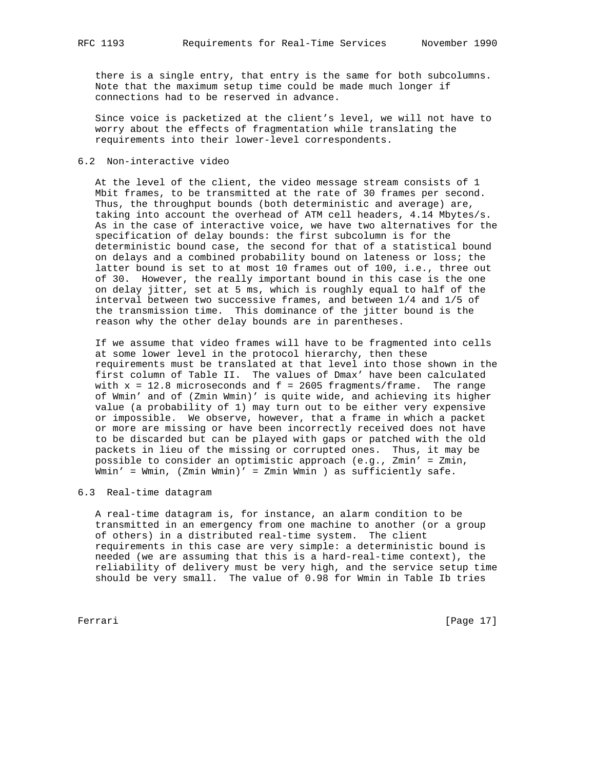there is a single entry, that entry is the same for both subcolumns. Note that the maximum setup time could be made much longer if connections had to be reserved in advance.

Since voice is packetized at the client's level, we will not have to worry about the effects of fragmentation while translating the requirements into their lower-level correspondents.

## 6.2 Non-interactive video

At the level of the client, the video message stream consists of 1 Mbit frames, to be transmitted at the rate of 30 frames per second. Thus, the throughput bounds (both deterministic and average) are, taking into account the overhead of ATM cell headers, 4.14 Mbytes/s. As in the case of interactive voice, we have two alternatives for the specification of delay bounds: the first subcolumn is for the deterministic bound case, the second for that of a statistical bound on delays and a combined probability bound on lateness or loss; the latter bound is set to at most 10 frames out of 100, i.e., three out of 30. However, the really important bound in this case is the one on delay jitter, set at 5 ms, which is roughly equal to half of the interval between two successive frames, and between 1/4 and 1/5 of the transmission time. This dominance of the jitter bound is the reason why the other delay bounds are in parentheses.

If we assume that video frames will have to be fragmented into cells at some lower level in the protocol hierarchy, then these requirements must be translated at that level into those shown in the first column of Table II. The values of Dmax' have been calculated with x = 12.8 microseconds and f = 2605 fragments/frame. The range of Wmin' and of (Zmin Wmin)' is quite wide, and achieving its higher value (a probability of 1) may turn out to be either very expensive or impossible. We observe, however, that a frame in which a packet or more are missing or have been incorrectly received does not have to be discarded but can be played with gaps or patched with the old packets in lieu of the missing or corrupted ones. Thus, it may be possible to consider an optimistic approach (e.g., Zmin' = Zmin, Wmin' = Wmin, (Zmin Wmin)' = Zmin Wmin ) as sufficiently safe.

## 6.3 Real-time datagram

A real-time datagram is, for instance, an alarm condition to be transmitted in an emergency from one machine to another (or a group of others) in a distributed real-time system. The client requirements in this case are very simple: a deterministic bound is needed (we are assuming that this is a hard-real-time context), the reliability of delivery must be very high, and the service setup time should be very small. The value of 0.98 for Wmin in Table Ib tries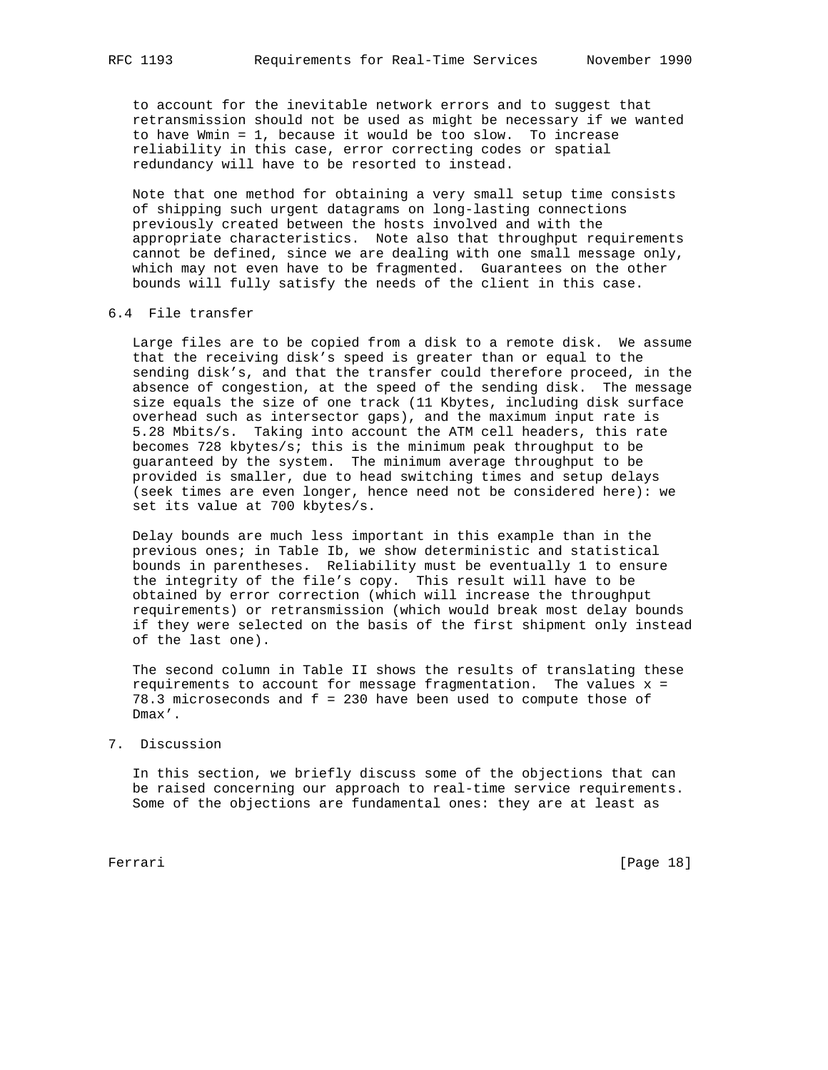to account for the inevitable network errors and to suggest that retransmission should not be used as might be necessary if we wanted to have $W_{min} = 1$, because it would be too slow. To increase reliability in this case, error correcting codes or spatial redundancy will have to be resorted to instead.

Note that one method for obtaining a very small setup time consists of shipping such urgent datagrams on long-lasting connections previously created between the hosts involved and with the appropriate characteristics. Note also that throughput requirements cannot be defined, since we are dealing with one small message only, which may not even have to be fragmented. Guarantees on the other bounds will fully satisfy the needs of the client in this case.

## 6.4 File transfer

Large files are to be copied from a disk to a remote disk. We assume that the receiving disk's speed is greater than or equal to the sending disk's, and that the transfer could therefore proceed, in the absence of congestion, at the speed of the sending disk. The message size equals the size of one track (11 Kbytes, including disk surface overhead such as intersector gaps), and the maximum input rate is 5.28 Mbits/s. Taking into account the ATM cell headers, this rate becomes 728 kbytes/s; this is the minimum peak throughput to be guaranteed by the system. The minimum average throughput to be provided is smaller, due to head switching times and setup delays (seek times are even longer, hence need not be considered here): we set its value at 700 kbytes/s.

Delay bounds are much less important in this example than in the previous ones; in Table Ib, we show deterministic and statistical bounds in parentheses. Reliability must be eventually 1 to ensure the integrity of the file's copy. This result will have to be obtained by error correction (which will increase the throughput requirements) or retransmission (which would break most delay bounds if they were selected on the basis of the first shipment only instead of the last one).

The second column in Table II shows the results of translating these requirements to account for message fragmentation. The values $x$ = 78.3 microseconds and $f$ = 230 have been used to compute those of $D_{max}'$.

# 7. Discussion

In this section, we briefly discuss some of the objections that can be raised concerning our approach to real-time service requirements. Some of the objections are fundamental ones: they are at least as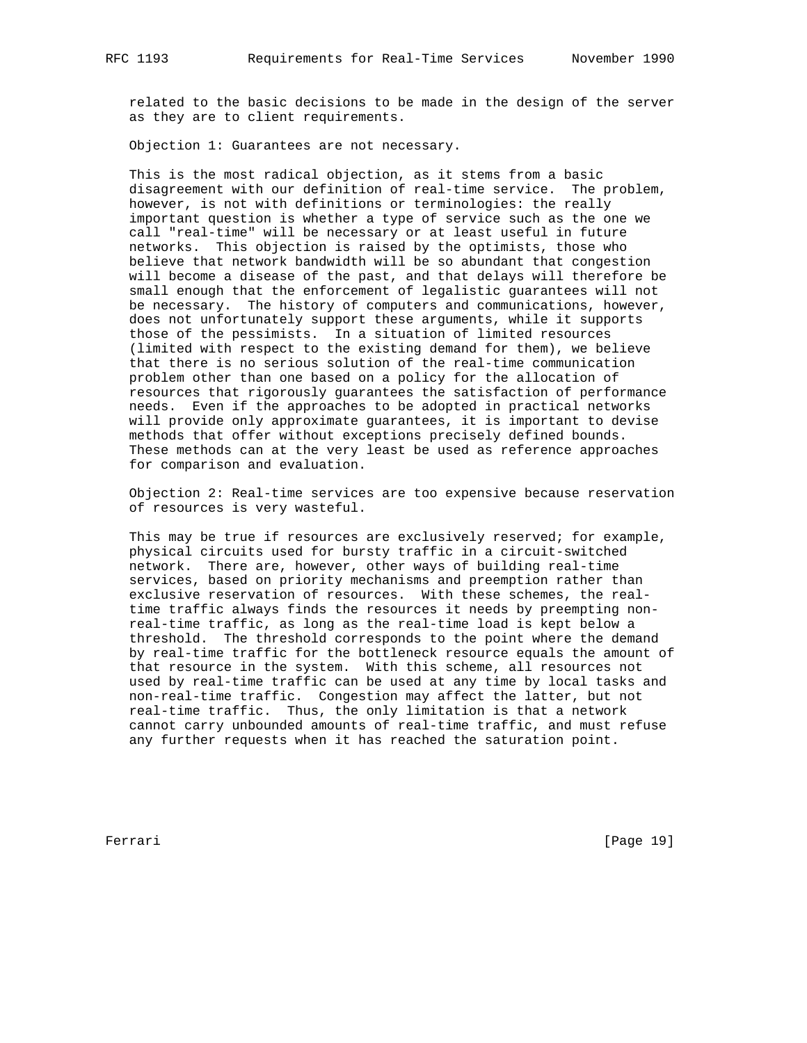related to the basic decisions to be made in the design of the server as they are to client requirements.

Objection 1: Guarantees are not necessary.

This is the most radical objection, as it stems from a basic disagreement with our definition of real-time service. The problem, however, is not with definitions or terminologies: the really important question is whether a type of service such as the one we call "real-time" will be necessary or at least useful in future networks. This objection is raised by the optimists, those who believe that network bandwidth will be so abundant that congestion will become a disease of the past, and that delays will therefore be small enough that the enforcement of legalistic guarantees will not be necessary. The history of computers and communications, however, does not unfortunately support these arguments, while it supports those of the pessimists. In a situation of limited resources (limited with respect to the existing demand for them), we believe that there is no serious solution of the real-time communication problem other than one based on a policy for the allocation of resources that rigorously guarantees the satisfaction of performance needs. Even if the approaches to be adopted in practical networks will provide only approximate guarantees, it is important to devise methods that offer without exceptions precisely defined bounds. These methods can at the very least be used as reference approaches for comparison and evaluation.

Objection 2: Real-time services are too expensive because reservation of resources is very wasteful.

This may be true if resources are exclusively reserved; for example, physical circuits used for bursty traffic in a circuit-switched network. There are, however, other ways of building real-time services, based on priority mechanisms and preemption rather than exclusive reservation of resources. With these schemes, the real-time traffic always finds the resources it needs by preempting non-real-time traffic, as long as the real-time load is kept below a threshold. The threshold corresponds to the point where the demand by real-time traffic for the bottleneck resource equals the amount of that resource in the system. With this scheme, all resources not used by real-time traffic can be used at any time by local tasks and non-real-time traffic. Congestion may affect the latter, but not real-time traffic. Thus, the only limitation is that a network cannot carry unbounded amounts of real-time traffic, and must refuse any further requests when it has reached the saturation point.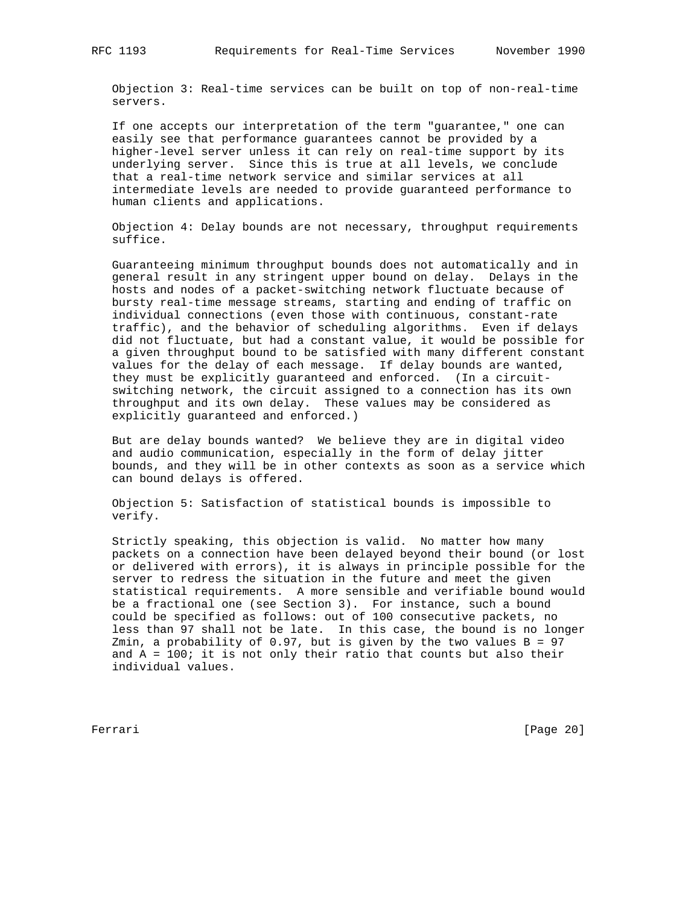Objection 3: Real-time services can be built on top of non-real-time servers.

If one accepts our interpretation of the term "guarantee," one can easily see that performance guarantees cannot be provided by a higher-level server unless it can rely on real-time support by its underlying server. Since this is true at all levels, we conclude that a real-time network service and similar services at all intermediate levels are needed to provide guaranteed performance to human clients and applications.

Objection 4: Delay bounds are not necessary, throughput requirements suffice.

Guaranteeing minimum throughput bounds does not automatically and in general result in any stringent upper bound on delay. Delays in the hosts and nodes of a packet-switching network fluctuate because of bursty real-time message streams, starting and ending of traffic on individual connections (even those with continuous, constant-rate traffic), and the behavior of scheduling algorithms. Even if delays did not fluctuate, but had a constant value, it would be possible for a given throughput bound to be satisfied with many different constant values for the delay of each message. If delay bounds are wanted, they must be explicitly guaranteed and enforced. (In a circuit-switching network, the circuit assigned to a connection has its own throughput and its own delay. These values may be considered as explicitly guaranteed and enforced.)

But are delay bounds wanted? We believe they are in digital video and audio communication, especially in the form of delay jitter bounds, and they will be in other contexts as soon as a service which can bound delays is offered.

Objection 5: Satisfaction of statistical bounds is impossible to verify.

Strictly speaking, this objection is valid. No matter how many packets on a connection have been delayed beyond their bound (or lost or delivered with errors), it is always in principle possible for the server to redress the situation in the future and meet the given statistical requirements. A more sensible and verifiable bound would be a fractional one (see Section 3). For instance, such a bound could be specified as follows: out of 100 consecutive packets, no less than 97 shall not be late. In this case, the bound is no longer $Z_{min}$, a probability of 0.97, but is given by the two values $B = 97$ and $A = 100$; it is not only their ratio that counts but also their individual values.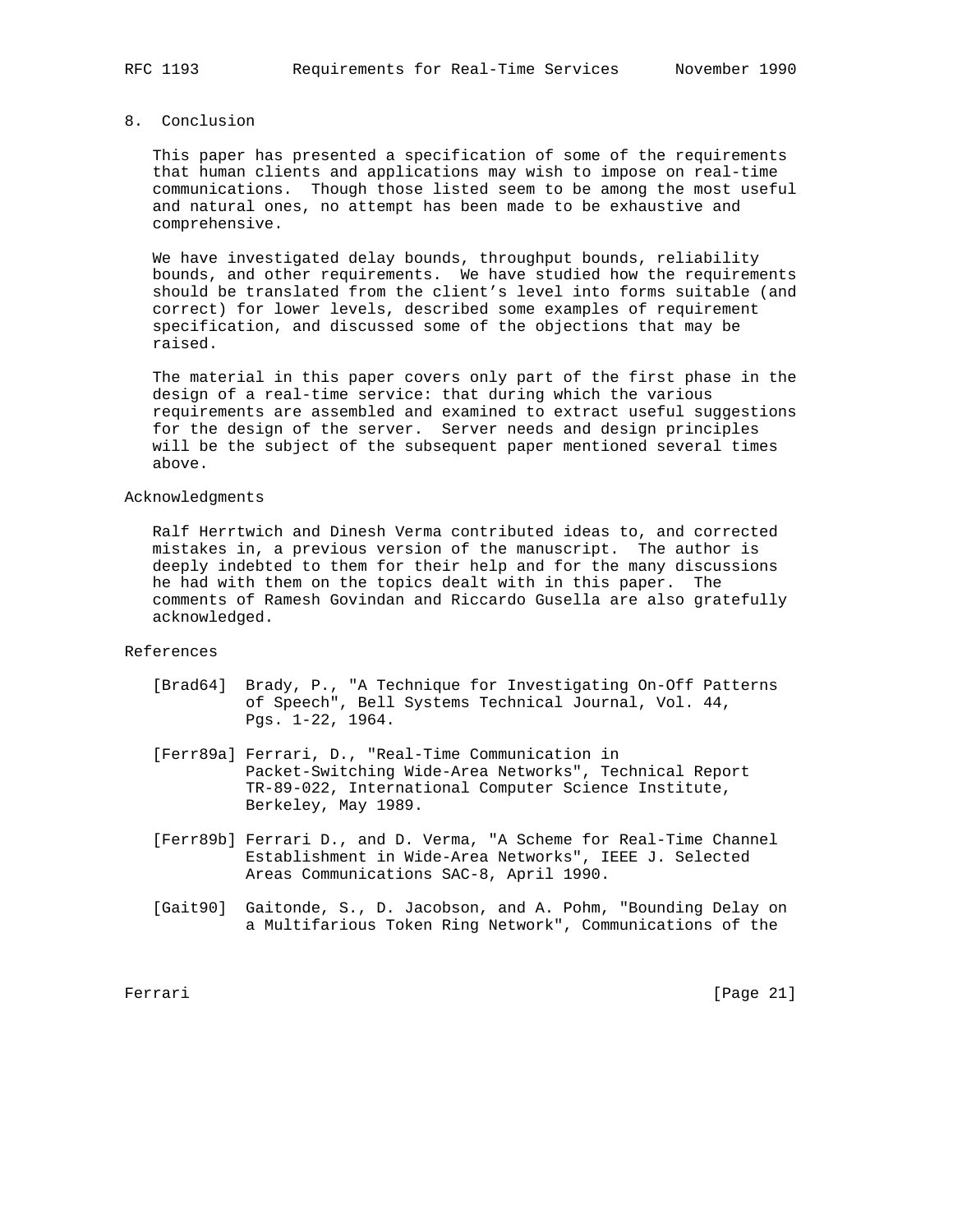## 8. Conclusion

This paper has presented a specification of some of the requirements that human clients and applications may wish to impose on real-time communications. Though those listed seem to be among the most useful and natural ones, no attempt has been made to be exhaustive and comprehensive.

We have investigated delay bounds, throughput bounds, reliability bounds, and other requirements. We have studied how the requirements should be translated from the client's level into forms suitable (and correct) for lower levels, described some examples of requirement specification, and discussed some of the objections that may be raised.

The material in this paper covers only part of the first phase in the design of a real-time service: that during which the various requirements are assembled and examined to extract useful suggestions for the design of the server. Server needs and design principles will be the subject of the subsequent paper mentioned several times above.

## Acknowledgments

Ralf Herrtwich and Dinesh Verma contributed ideas to, and corrected mistakes in, a previous version of the manuscript. The author is deeply indebted to them for their help and for the many discussions he had with them on the topics dealt with in this paper. The comments of Ramesh Govindan and Riccardo Gusella are also gratefully acknowledged.

## References

[Brad64] Brady, P., "A Technique for Investigating On-Off Patterns of Speech", Bell Systems Technical Journal, Vol. 44, Pgs. 1-22, 1964.

[Ferr89a] Ferrari, D., "Real-Time Communication in Packet-Switching Wide-Area Networks", Technical Report TR-89-022, International Computer Science Institute, Berkeley, May 1989.

[Ferr89b] Ferrari D., and D. Verma, "A Scheme for Real-Time Channel Establishment in Wide-Area Networks", IEEE J. Selected Areas Communications SAC-8, April 1990.

[Gait90] Gaitonde, S., D. Jacobson, and A. Pohm, "Bounding Delay on a Multifarious Token Ring Network", Communications of the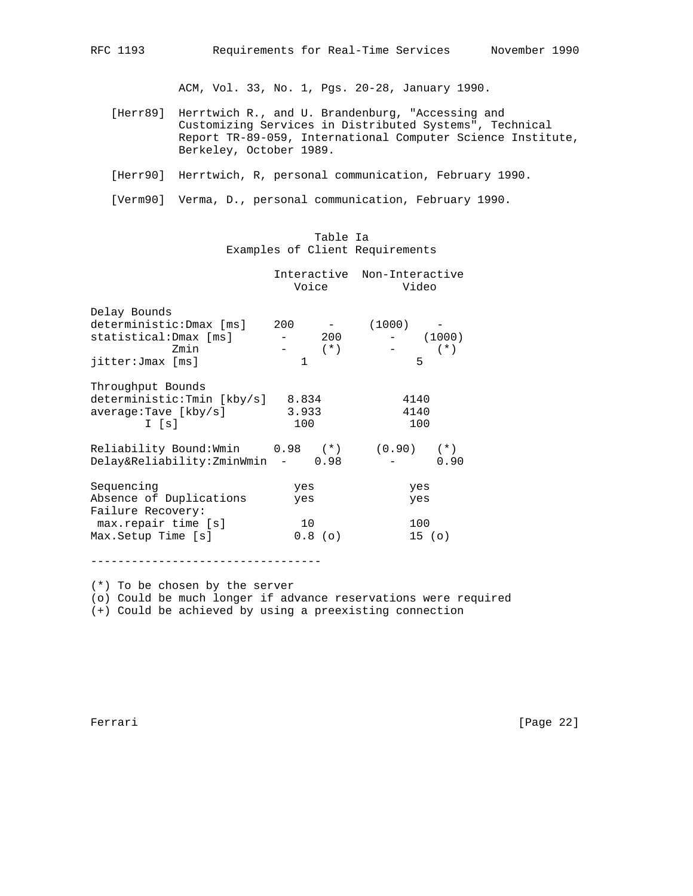ACM, Vol. 33, No. 1, Pgs. 20-28, January 1990.

[Herr89] Herrtwich R., and U. Brandenburg, "Accessing and Customizing Services in Distributed Systems", Technical Report TR-89-059, International Computer Science Institute, Berkeley, October 1989.

[Herr90] Herrtwich, R, personal communication, February 1990.

[Verm90] Verma, D., personal communication, February 1990.

Table Ia
Examples of Client Requirements

```
                          Interactive  Non-Interactive
                             Voice          Video

Delay Bounds
deterministic:Dmax [ms]    200     -     (1000)    -
statistical:Dmax [ms]       -     200       -    (1000)
           Zmin             -     (*)       -     (*)
jitter:Jmax [ms]              1               5

Throughput Bounds
deterministic:Tmin [kby/s]   8.834           4140
average:Tave [kby/s]        3.933           4140
        I [s]                100             100

Reliability Bound:Wmin     0.98   (*)     (0.90)   (*)
Delay&Reliability:ZminWmin  -    0.98       -      0.90

Sequencing                    yes             yes
Absence of Duplications       yes             yes
Failure Recovery:
 max.repair time [s]           10             100
Max.Setup Time [s]            0.8 (o)         15 (o)

----------------------------------

(*) To be chosen by the server
(o) Could be much longer if advance reservations were required
(+) Could be achieved by using a preexisting connection
```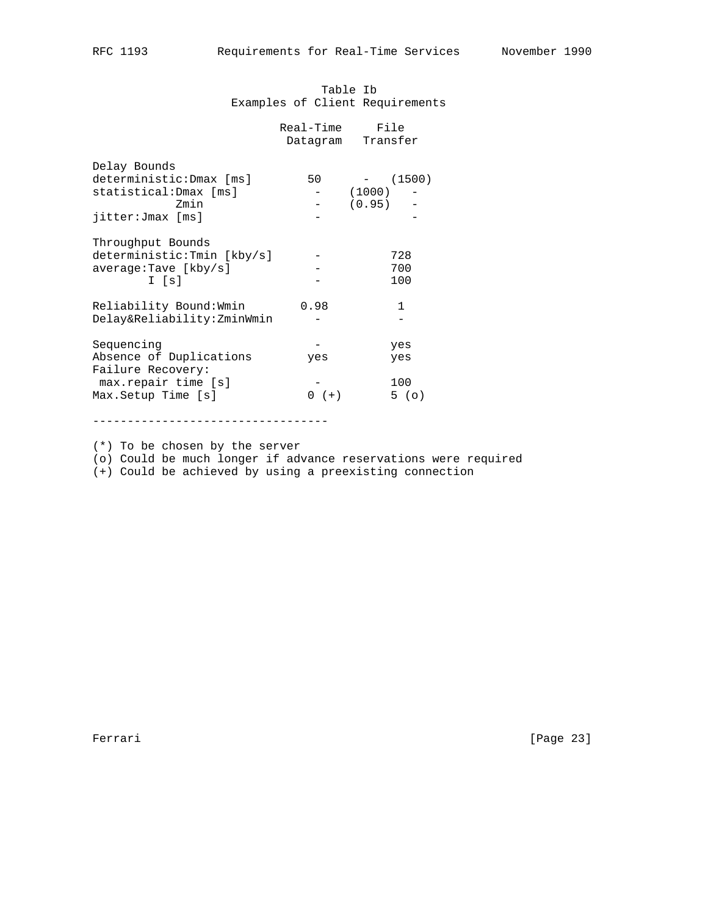Table Ib
Examples of Client Requirements

| | Real-Time Datagram | | File Transfer |
|---|---|---|---|
| **Delay Bounds** | | | |
| deterministic:Dmax [ms] | 50 | - | (1500) |
| statistical:Dmax [ms] | - | (1000) | - |
| Zmin | - | (0.95) | - |
| jitter:Jmax [ms] | - | | - |
| **Throughput Bounds** | | | |
| deterministic:Tmin [kby/s] | - | | 728 |
| average:Tave [kby/s] | - | | 700 |
| I [s] | - | | 100 |
| Reliability Bound:Wmin | 0.98 | | 1 |
| Delay&Reliability:ZminWmin | - | | - |
| Sequencing | - | | yes |
| Absence of Duplications | yes | | yes |
| Failure Recovery: | | | |
| max.repair time [s] | - | | 100 |
| Max.Setup Time [s] | 0 (+) | | 5 (o) |

----------------------------------

(*) To be chosen by the server
(o) Could be much longer if advance reservations were required
(+) Could be achieved by using a preexisting connection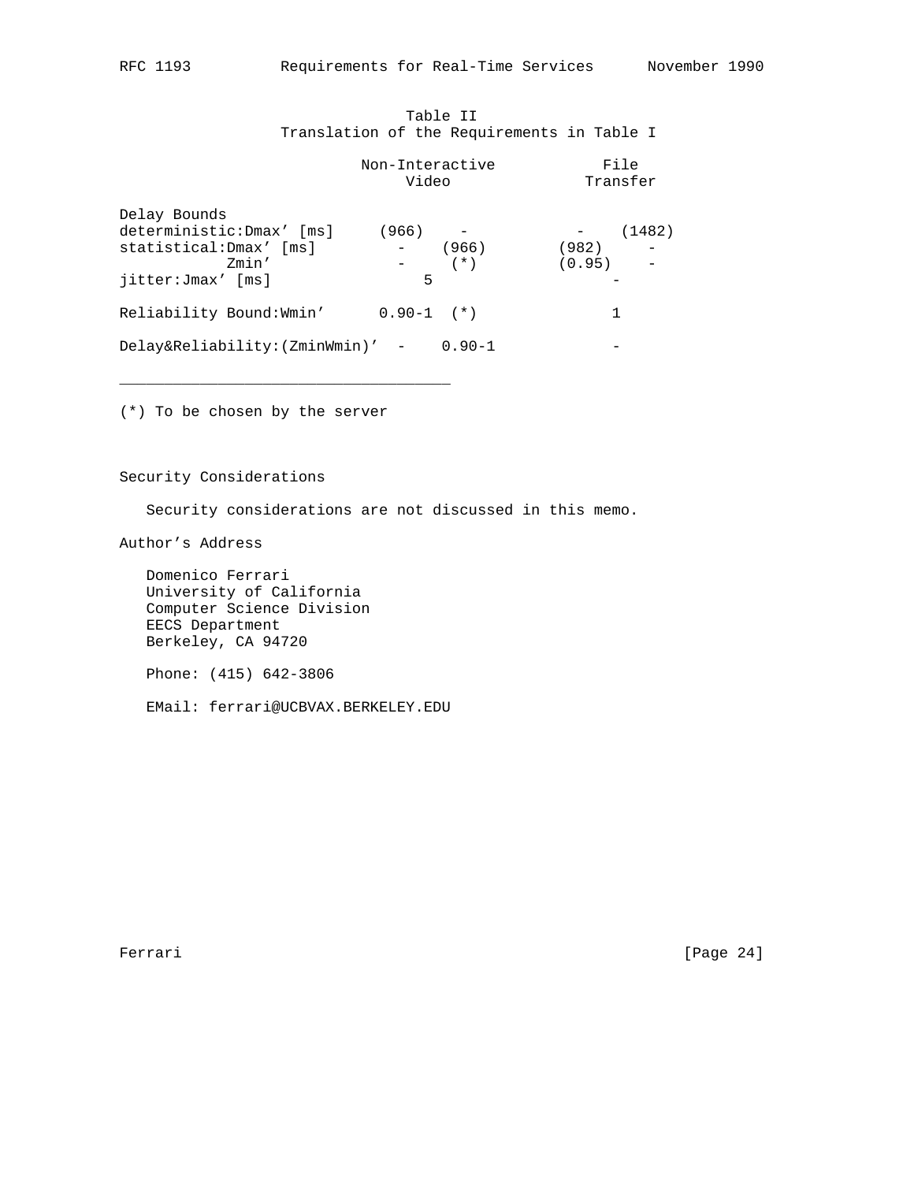Table II
Translation of the Requirements in Table I

| | Non-Interactive Video | | File Transfer | |
|---|---|---|---|---|
| Delay Bounds | | | | |
| deterministic:Dmax' [ms] | (966) | - | - | (1482) |
| statistical:Dmax' [ms] | - | (966) | (982) | - |
| Zmin' | - | (*) | (0.95) | - |
| jitter:Jmax' [ms] | 5 | | - | |
| Reliability Bound:Wmin' | 0.90-1 | (*) | 1 | |
| Delay&Reliability:(ZminWmin)' | - | 0.90-1 | - | |

(*) To be chosen by the server

## Security Considerations

Security considerations are not discussed in this memo.

## Author's Address

Domenico Ferrari
University of California
Computer Science Division
EECS Department
Berkeley, CA 94720

Phone: (415) 642-3806

EMail: ferrari@UCBVAX.BERKELEY.EDU